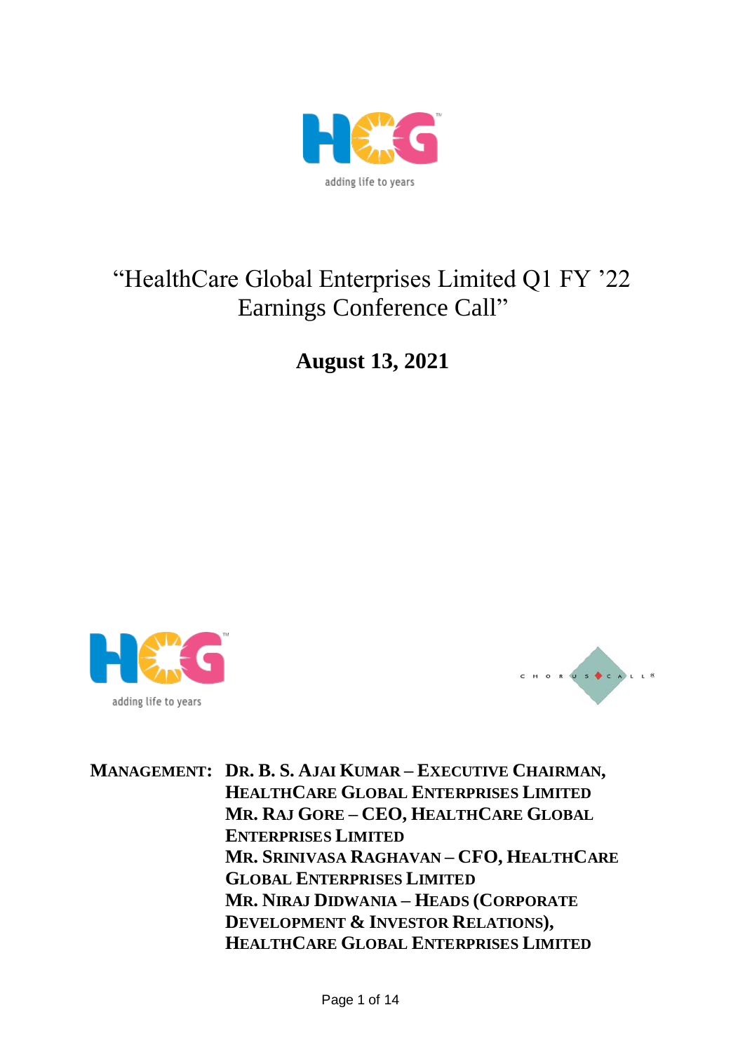"HealthCare Global Enterprises Limited Q1 FY '22 Earnings Conference Call"

**August 13, 2021**

**MANAGEMENT:** **DR. B. S. AJAI KUMAR – EXECUTIVE CHAIRMAN, HEALTHCARE GLOBAL ENTERPRISES LIMITED**
**MR. RAJ GORE – CEO, HEALTHCARE GLOBAL ENTERPRISES LIMITED**
**MR. SRINIVASA RAGHAVAN – CFO, HEALTHCARE GLOBAL ENTERPRISES LIMITED**
**MR. NIRAJ DIDWANIA – HEADS (CORPORATE DEVELOPMENT & INVESTOR RELATIONS), HEALTHCARE GLOBAL ENTERPRISES LIMITED**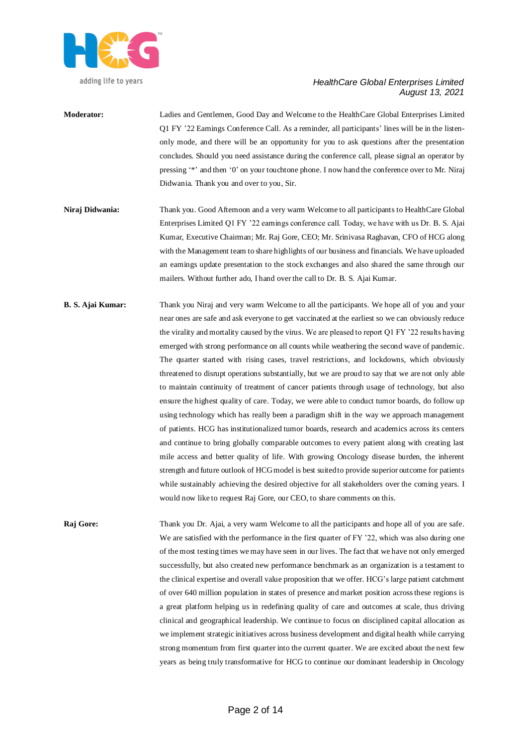**Moderator:** Ladies and Gentlemen, Good Day and Welcome to the HealthCare Global Enterprises Limited Q1 FY '22 Earnings Conference Call. As a reminder, all participants' lines will be in the listen-only mode, and there will be an opportunity for you to ask questions after the presentation concludes. Should you need assistance during the conference call, please signal an operator by pressing '*' and then '0' on your touchtone phone. I now hand the conference over to Mr. Niraj Didwania. Thank you and over to you, Sir.

**Niraj Didwania:** Thank you. Good Afternoon and a very warm Welcome to all participants to HealthCare Global Enterprises Limited Q1 FY '22 earnings conference call. Today, we have with us Dr. B. S. Ajai Kumar, Executive Chairman; Mr. Raj Gore, CEO; Mr. Srinivasa Raghavan, CFO of HCG along with the Management team to share highlights of our business and financials. We have uploaded an earnings update presentation to the stock exchanges and also shared the same through our mailers. Without further ado, I hand over the call to Dr. B. S. Ajai Kumar.

**B. S. Ajai Kumar:** Thank you Niraj and very warm Welcome to all the participants. We hope all of you and your near ones are safe and ask everyone to get vaccinated at the earliest so we can obviously reduce the virality and mortality caused by the virus. We are pleased to report Q1 FY '22 results having emerged with strong performance on all counts while weathering the second wave of pandemic. The quarter started with rising cases, travel restrictions, and lockdowns, which obviously threatened to disrupt operations substantially, but we are proud to say that we are not only able to maintain continuity of treatment of cancer patients through usage of technology, but also ensure the highest quality of care. Today, we were able to conduct tumor boards, do follow up using technology which has really been a paradigm shift in the way we approach management of patients. HCG has institutionalized tumor boards, research and academics across its centers and continue to bring globally comparable outcomes to every patient along with creating last mile access and better quality of life. With growing Oncology disease burden, the inherent strength and future outlook of HCG model is best suited to provide superior outcome for patients while sustainably achieving the desired objective for all stakeholders over the coming years. I would now like to request Raj Gore, our CEO, to share comments on this.

**Raj Gore:** Thank you Dr. Ajai, a very warm Welcome to all the participants and hope all of you are safe. We are satisfied with the performance in the first quarter of FY '22, which was also during one of the most testing times we may have seen in our lives. The fact that we have not only emerged successfully, but also created new performance benchmark as an organization is a testament to the clinical expertise and overall value proposition that we offer. HCG's large patient catchment of over 640 million population in states of presence and market position across these regions is a great platform helping us in redefining quality of care and outcomes at scale, thus driving clinical and geographical leadership. We continue to focus on disciplined capital allocation as we implement strategic initiatives across business development and digital health while carrying strong momentum from first quarter into the current quarter. We are excited about the next few years as being truly transformative for HCG to continue our dominant leadership in Oncology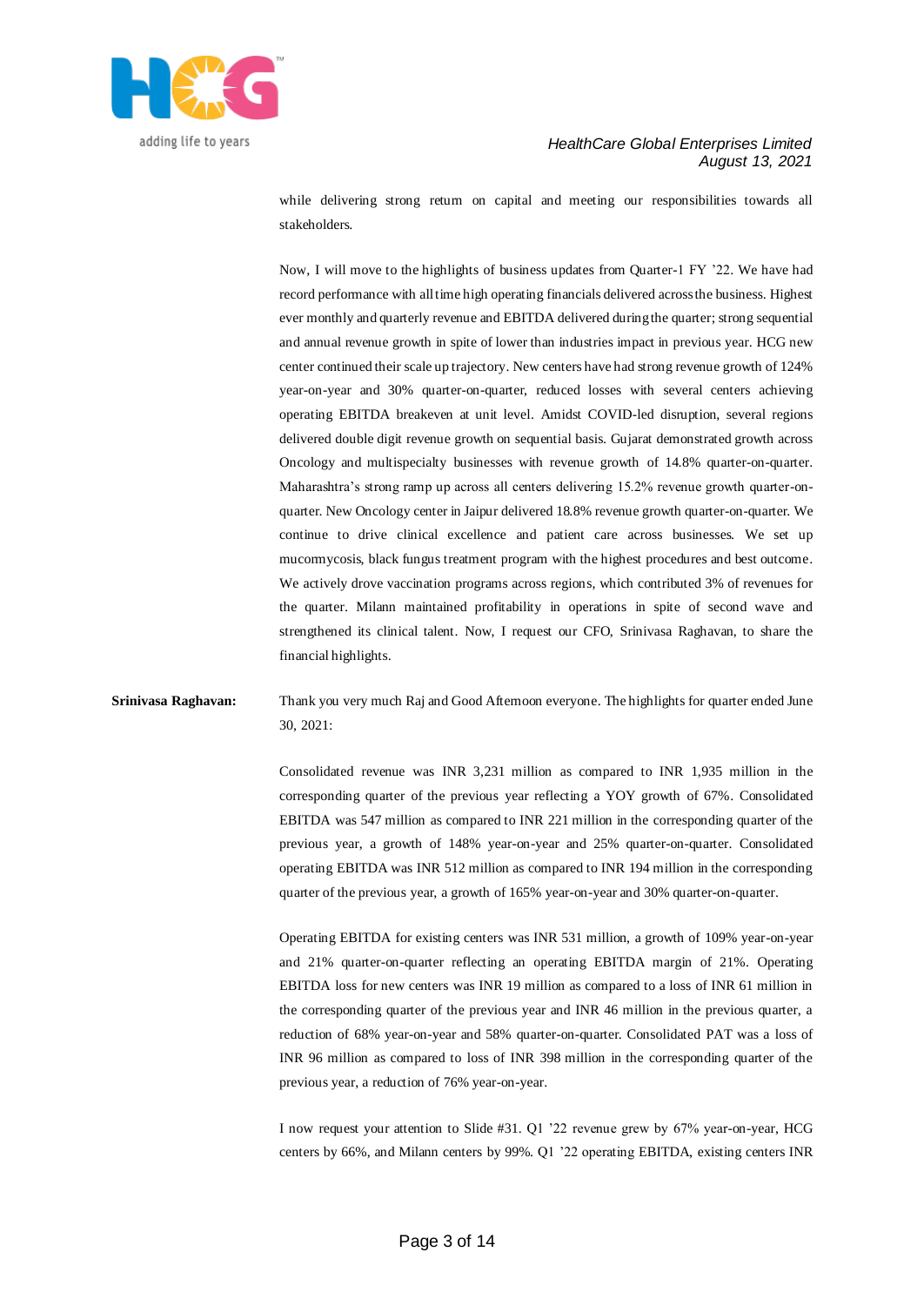while delivering strong return on capital and meeting our responsibilities towards all stakeholders.

Now, I will move to the highlights of business updates from Quarter-1 FY '22. We have had record performance with all time high operating financials delivered across the business. Highest ever monthly and quarterly revenue and EBITDA delivered during the quarter; strong sequential and annual revenue growth in spite of lower than industries impact in previous year. HCG new center continued their scale up trajectory. New centers have had strong revenue growth of 124% year-on-year and 30% quarter-on-quarter, reduced losses with several centers achieving operating EBITDA breakeven at unit level. Amidst COVID-led disruption, several regions delivered double digit revenue growth on sequential basis. Gujarat demonstrated growth across Oncology and multispecialty businesses with revenue growth of 14.8% quarter-on-quarter. Maharashtra's strong ramp up across all centers delivering 15.2% revenue growth quarter-on-quarter. New Oncology center in Jaipur delivered 18.8% revenue growth quarter-on-quarter. We continue to drive clinical excellence and patient care across businesses. We set up mucormycosis, black fungus treatment program with the highest procedures and best outcome. We actively drove vaccination programs across regions, which contributed 3% of revenues for the quarter. Milann maintained profitability in operations in spite of second wave and strengthened its clinical talent. Now, I request our CFO, Srinivasa Raghavan, to share the financial highlights.

**Srinivasa Raghavan:** Thank you very much Raj and Good Afternoon everyone. The highlights for quarter ended June 30, 2021:

Consolidated revenue was INR 3,231 million as compared to INR 1,935 million in the corresponding quarter of the previous year reflecting a YOY growth of 67%. Consolidated EBITDA was 547 million as compared to INR 221 million in the corresponding quarter of the previous year, a growth of 148% year-on-year and 25% quarter-on-quarter. Consolidated operating EBITDA was INR 512 million as compared to INR 194 million in the corresponding quarter of the previous year, a growth of 165% year-on-year and 30% quarter-on-quarter.

Operating EBITDA for existing centers was INR 531 million, a growth of 109% year-on-year and 21% quarter-on-quarter reflecting an operating EBITDA margin of 21%. Operating EBITDA loss for new centers was INR 19 million as compared to a loss of INR 61 million in the corresponding quarter of the previous year and INR 46 million in the previous quarter, a reduction of 68% year-on-year and 58% quarter-on-quarter. Consolidated PAT was a loss of INR 96 million as compared to loss of INR 398 million in the corresponding quarter of the previous year, a reduction of 76% year-on-year.

I now request your attention to Slide #31. Q1 '22 revenue grew by 67% year-on-year, HCG centers by 66%, and Milann centers by 99%. Q1 '22 operating EBITDA, existing centers INR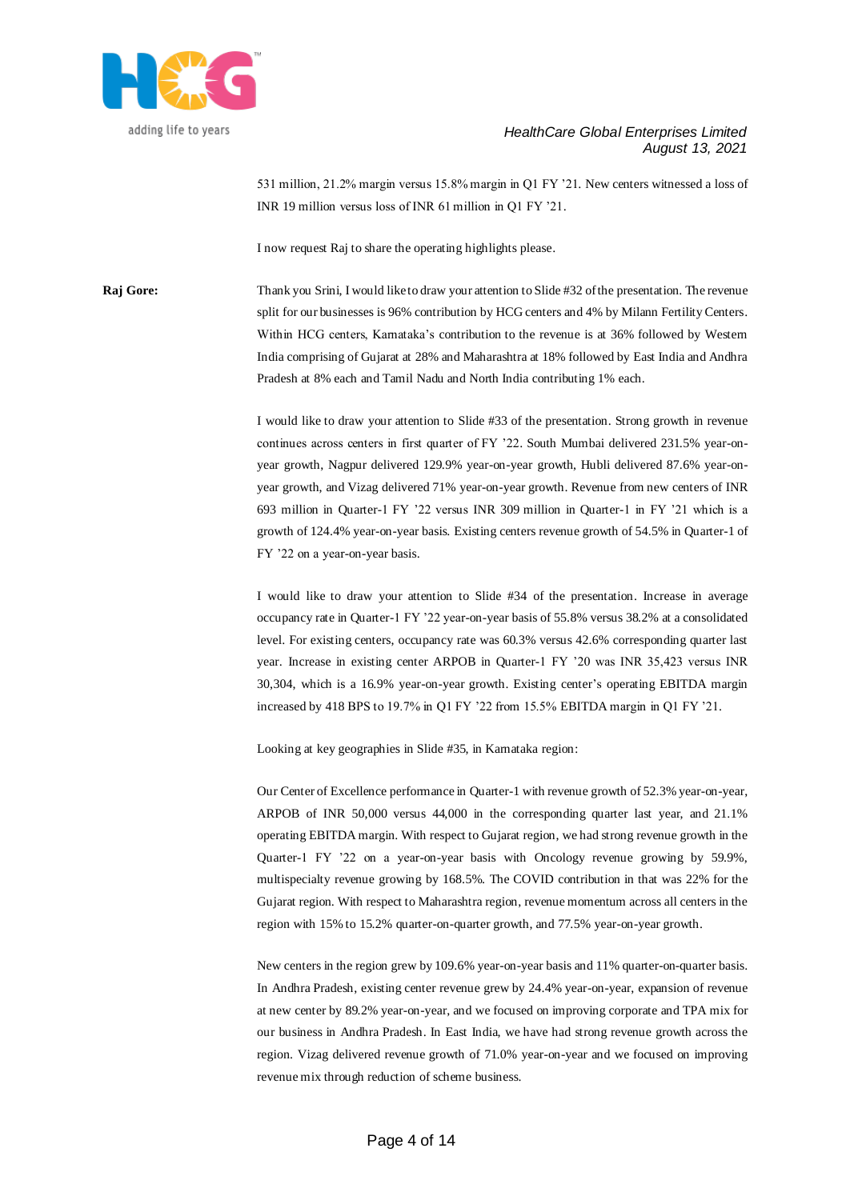531 million, 21.2% margin versus 15.8% margin in Q1 FY '21. New centers witnessed a loss of INR 19 million versus loss of INR 61 million in Q1 FY '21.

I now request Raj to share the operating highlights please.

**Raj Gore:** Thank you Srini, I would like to draw your attention to Slide #32 of the presentation. The revenue split for our businesses is 96% contribution by HCG centers and 4% by Milann Fertility Centers. Within HCG centers, Karnataka's contribution to the revenue is at 36% followed by Western India comprising of Gujarat at 28% and Maharashtra at 18% followed by East India and Andhra Pradesh at 8% each and Tamil Nadu and North India contributing 1% each.

I would like to draw your attention to Slide #33 of the presentation. Strong growth in revenue continues across centers in first quarter of FY '22. South Mumbai delivered 231.5% year-on-year growth, Nagpur delivered 129.9% year-on-year growth, Hubli delivered 87.6% year-on-year growth, and Vizag delivered 71% year-on-year growth. Revenue from new centers of INR 693 million in Quarter-1 FY '22 versus INR 309 million in Quarter-1 in FY '21 which is a growth of 124.4% year-on-year basis. Existing centers revenue growth of 54.5% in Quarter-1 of FY '22 on a year-on-year basis.

I would like to draw your attention to Slide #34 of the presentation. Increase in average occupancy rate in Quarter-1 FY '22 year-on-year basis of 55.8% versus 38.2% at a consolidated level. For existing centers, occupancy rate was 60.3% versus 42.6% corresponding quarter last year. Increase in existing center ARPOB in Quarter-1 FY '20 was INR 35,423 versus INR 30,304, which is a 16.9% year-on-year growth. Existing center's operating EBITDA margin increased by 418 BPS to 19.7% in Q1 FY '22 from 15.5% EBITDA margin in Q1 FY '21.

Looking at key geographies in Slide #35, in Karnataka region:

Our Center of Excellence performance in Quarter-1 with revenue growth of 52.3% year-on-year, ARPOB of INR 50,000 versus 44,000 in the corresponding quarter last year, and 21.1% operating EBITDA margin. With respect to Gujarat region, we had strong revenue growth in the Quarter-1 FY '22 on a year-on-year basis with Oncology revenue growing by 59.9%, multispecialty revenue growing by 168.5%. The COVID contribution in that was 22% for the Gujarat region. With respect to Maharashtra region, revenue momentum across all centers in the region with 15% to 15.2% quarter-on-quarter growth, and 77.5% year-on-year growth.

New centers in the region grew by 109.6% year-on-year basis and 11% quarter-on-quarter basis. In Andhra Pradesh, existing center revenue grew by 24.4% year-on-year, expansion of revenue at new center by 89.2% year-on-year, and we focused on improving corporate and TPA mix for our business in Andhra Pradesh. In East India, we have had strong revenue growth across the region. Vizag delivered revenue growth of 71.0% year-on-year and we focused on improving revenue mix through reduction of scheme business.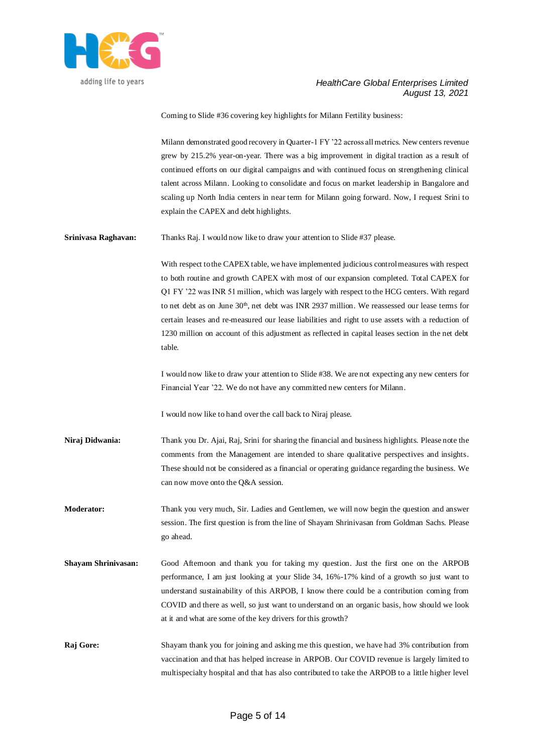Coming to Slide #36 covering key highlights for Milann Fertility business:

Milann demonstrated good recovery in Quarter-1 FY '22 across all metrics. New centers revenue grew by 215.2% year-on-year. There was a big improvement in digital traction as a result of continued efforts on our digital campaigns and with continued focus on strengthening clinical talent across Milann. Looking to consolidate and focus on market leadership in Bangalore and scaling up North India centers in near term for Milann going forward. Now, I request Srini to explain the CAPEX and debt highlights.

**Srinivasa Raghavan:** Thanks Raj. I would now like to draw your attention to Slide #37 please.

With respect to the CAPEX table, we have implemented judicious control measures with respect to both routine and growth CAPEX with most of our expansion completed. Total CAPEX for Q1 FY '22 was INR 51 million, which was largely with respect to the HCG centers. With regard to net debt as on June 30th, net debt was INR 2937 million. We reassessed our lease terms for certain leases and re-measured our lease liabilities and right to use assets with a reduction of 1230 million on account of this adjustment as reflected in capital leases section in the net debt table.

I would now like to draw your attention to Slide #38. We are not expecting any new centers for Financial Year '22. We do not have any committed new centers for Milann.

I would now like to hand over the call back to Niraj please.

**Niraj Didwania:** Thank you Dr. Ajai, Raj, Srini for sharing the financial and business highlights. Please note the comments from the Management are intended to share qualitative perspectives and insights. These should not be considered as a financial or operating guidance regarding the business. We can now move onto the Q&A session.

**Moderator:** Thank you very much, Sir. Ladies and Gentlemen, we will now begin the question and answer session. The first question is from the line of Shayam Shrinivasan from Goldman Sachs. Please go ahead.

**Shayam Shrinivasan:** Good Afternoon and thank you for taking my question. Just the first one on the ARPOB performance, I am just looking at your Slide 34, 16%-17% kind of a growth so just want to understand sustainability of this ARPOB, I know there could be a contribution coming from COVID and there as well, so just want to understand on an organic basis, how should we look at it and what are some of the key drivers for this growth?

**Raj Gore:** Shayam thank you for joining and asking me this question, we have had 3% contribution from vaccination and that has helped increase in ARPOB. Our COVID revenue is largely limited to multispecialty hospital and that has also contributed to take the ARPOB to a little higher level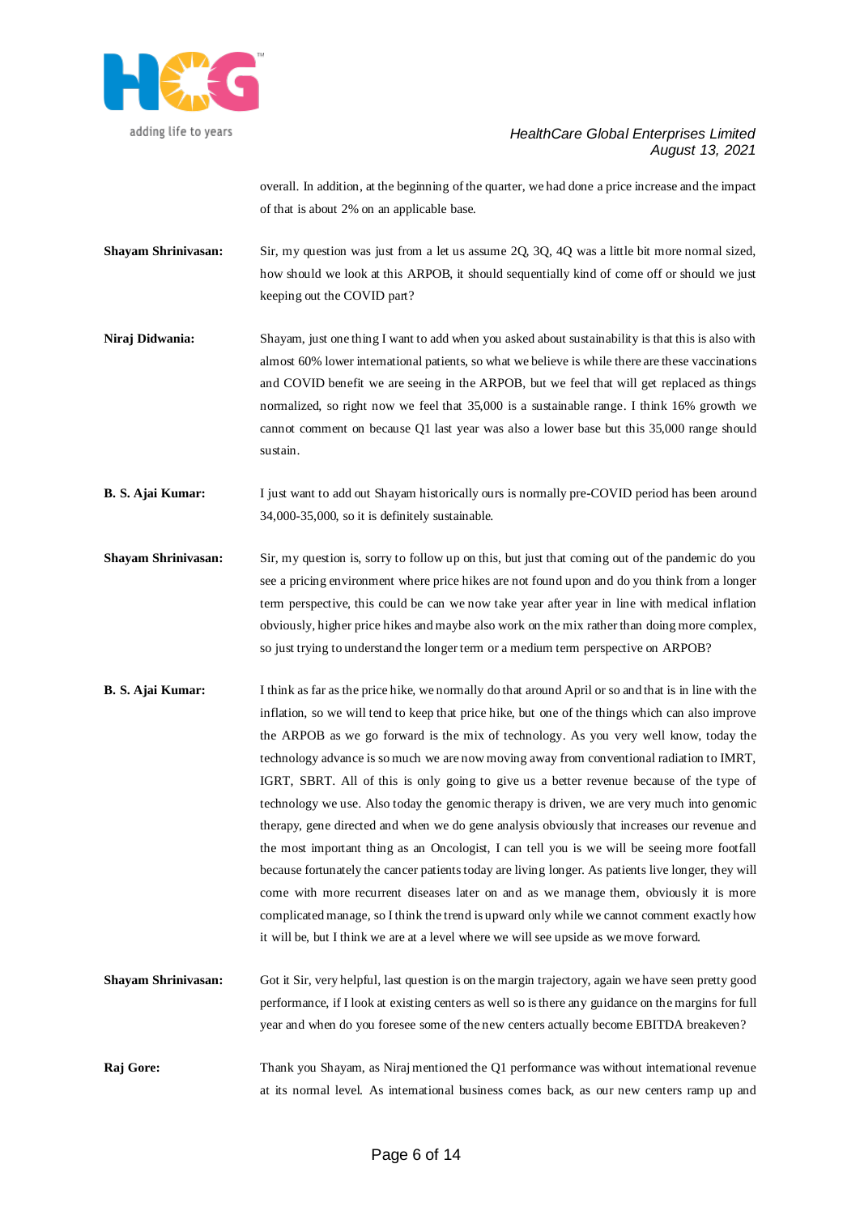overall. In addition, at the beginning of the quarter, we had done a price increase and the impact of that is about 2% on an applicable base.

**Shayam Shrinivasan:** Sir, my question was just from a let us assume 2Q, 3Q, 4Q was a little bit more normal sized, how should we look at this ARPOB, it should sequentially kind of come off or should we just keeping out the COVID part?

**Niraj Didwania:** Shayam, just one thing I want to add when you asked about sustainability is that this is also with almost 60% lower international patients, so what we believe is while there are these vaccinations and COVID benefit we are seeing in the ARPOB, but we feel that will get replaced as things normalized, so right now we feel that 35,000 is a sustainable range. I think 16% growth we cannot comment on because Q1 last year was also a lower base but this 35,000 range should sustain.

**B. S. Ajai Kumar:** I just want to add out Shayam historically ours is normally pre-COVID period has been around 34,000-35,000, so it is definitely sustainable.

**Shayam Shrinivasan:** Sir, my question is, sorry to follow up on this, but just that coming out of the pandemic do you see a pricing environment where price hikes are not found upon and do you think from a longer term perspective, this could be can we now take year after year in line with medical inflation obviously, higher price hikes and maybe also work on the mix rather than doing more complex, so just trying to understand the longer term or a medium term perspective on ARPOB?

**B. S. Ajai Kumar:** I think as far as the price hike, we normally do that around April or so and that is in line with the inflation, so we will tend to keep that price hike, but one of the things which can also improve the ARPOB as we go forward is the mix of technology. As you very well know, today the technology advance is so much we are now moving away from conventional radiation to IMRT, IGRT, SBRT. All of this is only going to give us a better revenue because of the type of technology we use. Also today the genomic therapy is driven, we are very much into genomic therapy, gene directed and when we do gene analysis obviously that increases our revenue and the most important thing as an Oncologist, I can tell you is we will be seeing more footfall because fortunately the cancer patients today are living longer. As patients live longer, they will come with more recurrent diseases later on and as we manage them, obviously it is more complicated manage, so I think the trend is upward only while we cannot comment exactly how it will be, but I think we are at a level where we will see upside as we move forward.

**Shayam Shrinivasan:** Got it Sir, very helpful, last question is on the margin trajectory, again we have seen pretty good performance, if I look at existing centers as well so is there any guidance on the margins for full year and when do you foresee some of the new centers actually become EBITDA breakeven?

**Raj Gore:** Thank you Shayam, as Niraj mentioned the Q1 performance was without international revenue at its normal level. As international business comes back, as our new centers ramp up and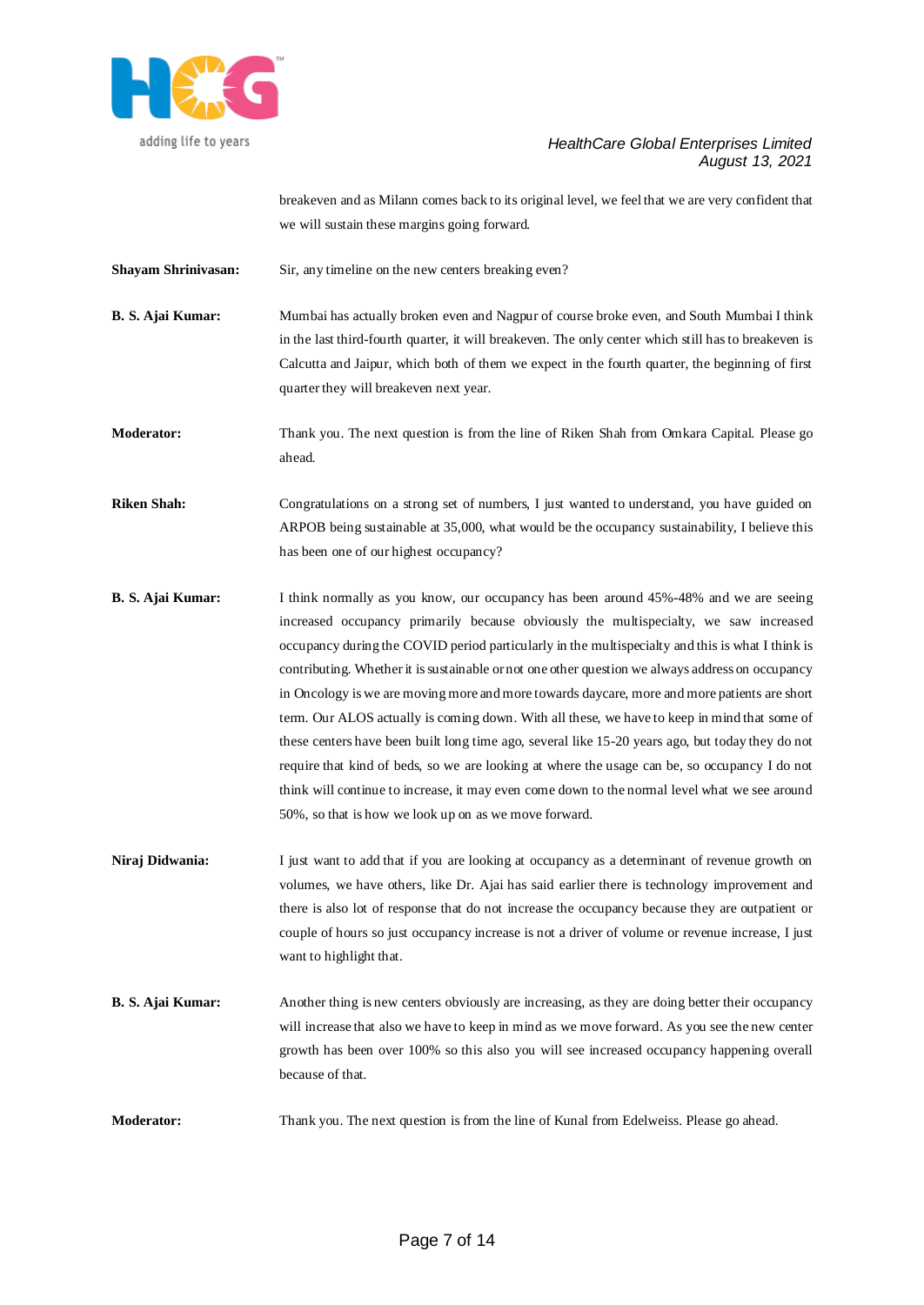breakeven and as Milann comes back to its original level, we feel that we are very confident that we will sustain these margins going forward.

**Shayam Shrinivasan:** Sir, any timeline on the new centers breaking even?

**B. S. Ajai Kumar:** Mumbai has actually broken even and Nagpur of course broke even, and South Mumbai I think in the last third-fourth quarter, it will breakeven. The only center which still has to breakeven is Calcutta and Jaipur, which both of them we expect in the fourth quarter, the beginning of first quarter they will breakeven next year.

**Moderator:** Thank you. The next question is from the line of Riken Shah from Omkara Capital. Please go ahead.

**Riken Shah:** Congratulations on a strong set of numbers, I just wanted to understand, you have guided on ARPOB being sustainable at 35,000, what would be the occupancy sustainability, I believe this has been one of our highest occupancy?

**B. S. Ajai Kumar:** I think normally as you know, our occupancy has been around 45%-48% and we are seeing increased occupancy primarily because obviously the multispecialty, we saw increased occupancy during the COVID period particularly in the multispecialty and this is what I think is contributing. Whether it is sustainable or not one other question we always address on occupancy in Oncology is we are moving more and more towards daycare, more and more patients are short term. Our ALOS actually is coming down. With all these, we have to keep in mind that some of these centers have been built long time ago, several like 15-20 years ago, but today they do not require that kind of beds, so we are looking at where the usage can be, so occupancy I do not think will continue to increase, it may even come down to the normal level what we see around 50%, so that is how we look up on as we move forward.

**Niraj Didwania:** I just want to add that if you are looking at occupancy as a determinant of revenue growth on volumes, we have others, like Dr. Ajai has said earlier there is technology improvement and there is also lot of response that do not increase the occupancy because they are outpatient or couple of hours so just occupancy increase is not a driver of volume or revenue increase, I just want to highlight that.

**B. S. Ajai Kumar:** Another thing is new centers obviously are increasing, as they are doing better their occupancy will increase that also we have to keep in mind as we move forward. As you see the new center growth has been over 100% so this also you will see increased occupancy happening overall because of that.

**Moderator:** Thank you. The next question is from the line of Kunal from Edelweiss. Please go ahead.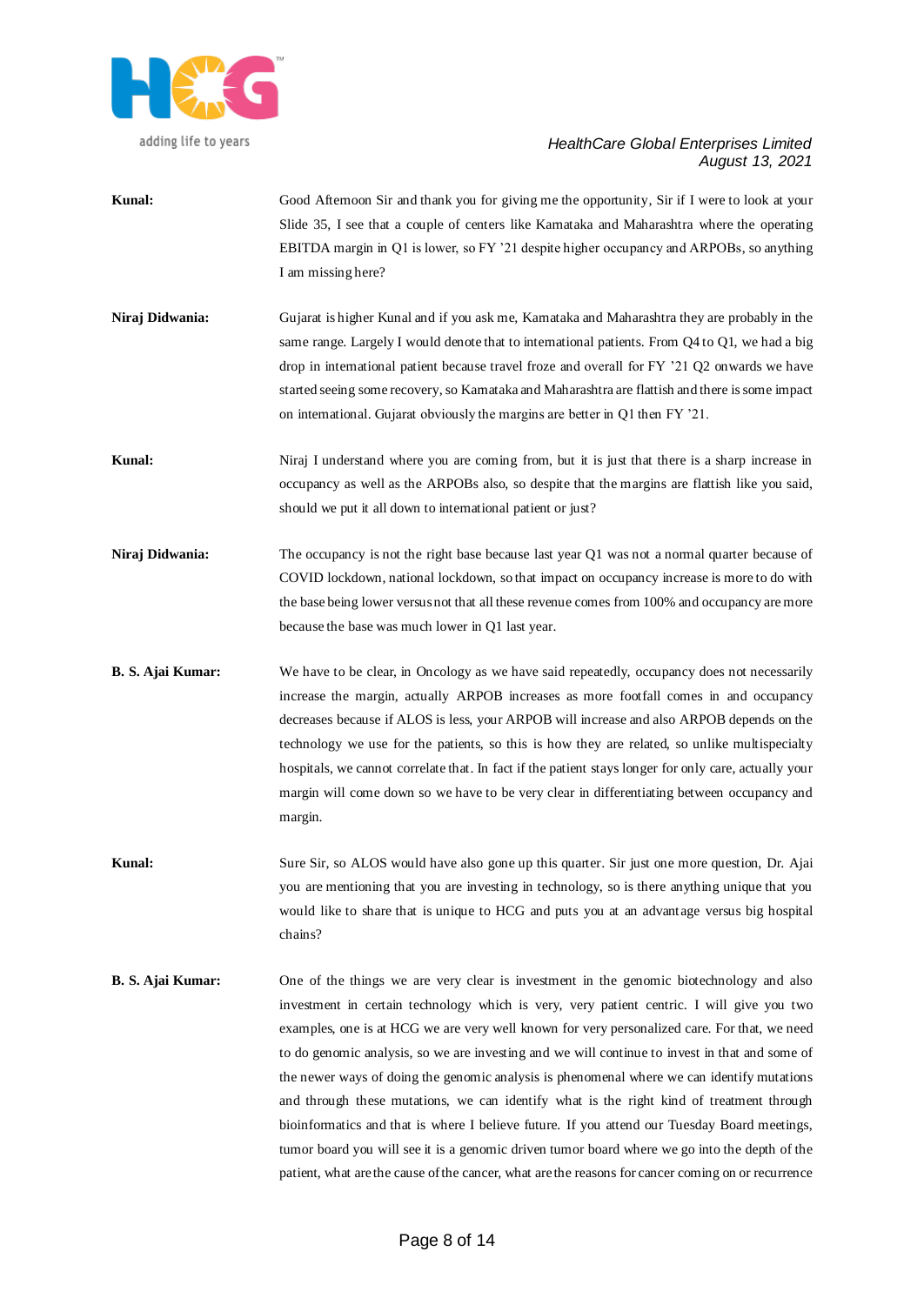**Kunal:** Good Afternoon Sir and thank you for giving me the opportunity, Sir if I were to look at your Slide 35, I see that a couple of centers like Karnataka and Maharashtra where the operating EBITDA margin in Q1 is lower, so FY '21 despite higher occupancy and ARPOBs, so anything I am missing here?

**Niraj Didwania:** Gujarat is higher Kunal and if you ask me, Karnataka and Maharashtra they are probably in the same range. Largely I would denote that to international patients. From Q4 to Q1, we had a big drop in international patient because travel froze and overall for FY '21 Q2 onwards we have started seeing some recovery, so Karnataka and Maharashtra are flattish and there is some impact on international. Gujarat obviously the margins are better in Q1 then FY '21.

**Kunal:** Niraj I understand where you are coming from, but it is just that there is a sharp increase in occupancy as well as the ARPOBs also, so despite that the margins are flattish like you said, should we put it all down to international patient or just?

**Niraj Didwania:** The occupancy is not the right base because last year Q1 was not a normal quarter because of COVID lockdown, national lockdown, so that impact on occupancy increase is more to do with the base being lower versus not that all these revenue comes from 100% and occupancy are more because the base was much lower in Q1 last year.

**B. S. Ajai Kumar:** We have to be clear, in Oncology as we have said repeatedly, occupancy does not necessarily increase the margin, actually ARPOB increases as more footfall comes in and occupancy decreases because if ALOS is less, your ARPOB will increase and also ARPOB depends on the technology we use for the patients, so this is how they are related, so unlike multispecialty hospitals, we cannot correlate that. In fact if the patient stays longer for only care, actually your margin will come down so we have to be very clear in differentiating between occupancy and margin.

**Kunal:** Sure Sir, so ALOS would have also gone up this quarter. Sir just one more question, Dr. Ajai you are mentioning that you are investing in technology, so is there anything unique that you would like to share that is unique to HCG and puts you at an advantage versus big hospital chains?

**B. S. Ajai Kumar:** One of the things we are very clear is investment in the genomic biotechnology and also investment in certain technology which is very, very patient centric. I will give you two examples, one is at HCG we are very well known for very personalized care. For that, we need to do genomic analysis, so we are investing and we will continue to invest in that and some of the newer ways of doing the genomic analysis is phenomenal where we can identify mutations and through these mutations, we can identify what is the right kind of treatment through bioinformatics and that is where I believe future. If you attend our Tuesday Board meetings, tumor board you will see it is a genomic driven tumor board where we go into the depth of the patient, what are the cause of the cancer, what are the reasons for cancer coming on or recurrence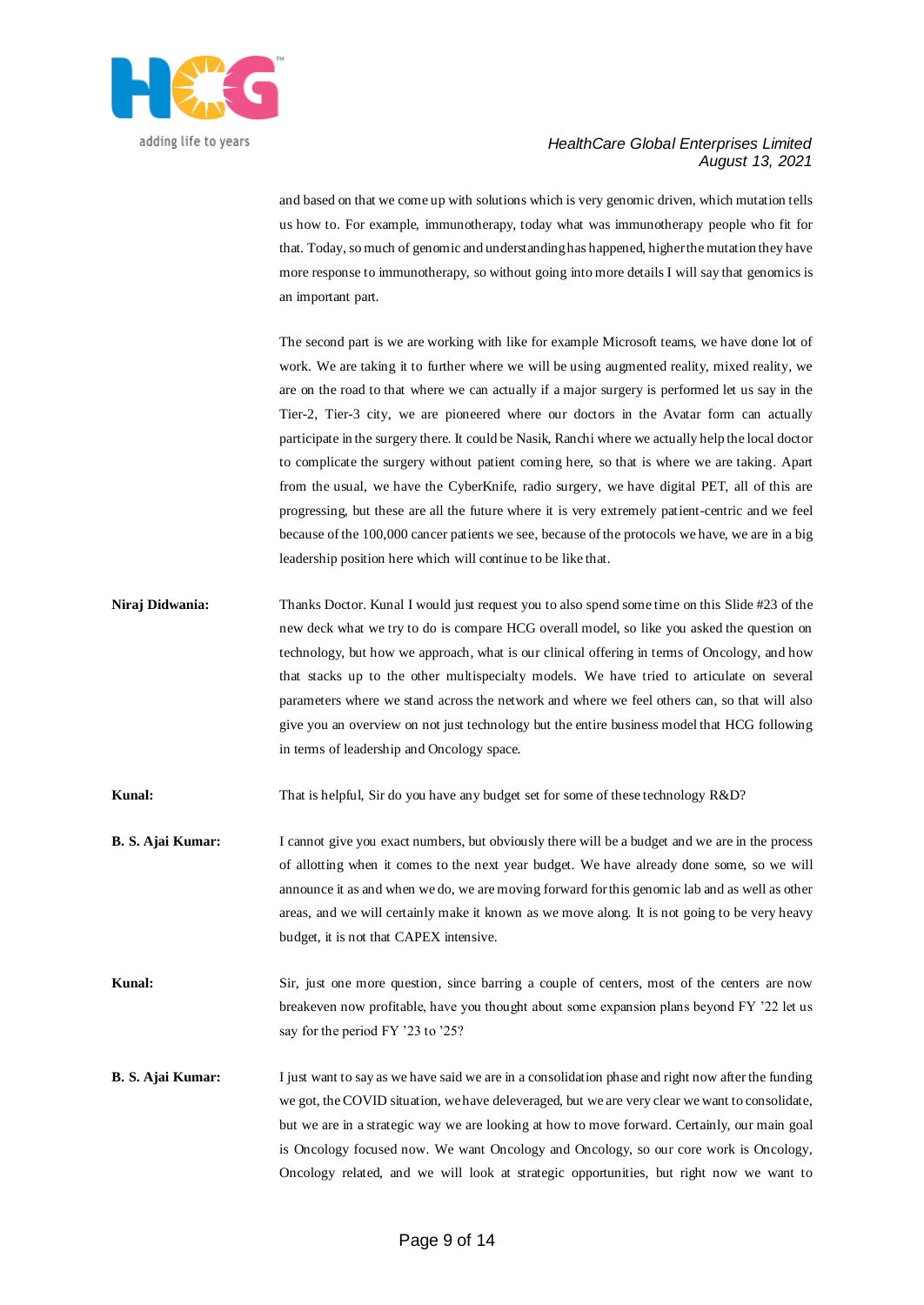and based on that we come up with solutions which is very genomic driven, which mutation tells us how to. For example, immunotherapy, today what was immunotherapy people who fit for that. Today, so much of genomic and understanding has happened, higher the mutation they have more response to immunotherapy, so without going into more details I will say that genomics is an important part.

The second part is we are working with like for example Microsoft teams, we have done lot of work. We are taking it to further where we will be using augmented reality, mixed reality, we are on the road to that where we can actually if a major surgery is performed let us say in the Tier-2, Tier-3 city, we are pioneered where our doctors in the Avatar form can actually participate in the surgery there. It could be Nasik, Ranchi where we actually help the local doctor to complicate the surgery without patient coming here, so that is where we are taking. Apart from the usual, we have the CyberKnife, radio surgery, we have digital PET, all of this are progressing, but these are all the future where it is very extremely patient-centric and we feel because of the 100,000 cancer patients we see, because of the protocols we have, we are in a big leadership position here which will continue to be like that.

**Niraj Didwania:** Thanks Doctor. Kunal I would just request you to also spend some time on this Slide #23 of the new deck what we try to do is compare HCG overall model, so like you asked the question on technology, but how we approach, what is our clinical offering in terms of Oncology, and how that stacks up to the other multispecialty models. We have tried to articulate on several parameters where we stand across the network and where we feel others can, so that will also give you an overview on not just technology but the entire business model that HCG following in terms of leadership and Oncology space.

**Kunal:** That is helpful, Sir do you have any budget set for some of these technology R&D?

**B. S. Ajai Kumar:** I cannot give you exact numbers, but obviously there will be a budget and we are in the process of allotting when it comes to the next year budget. We have already done some, so we will announce it as and when we do, we are moving forward for this genomic lab and as well as other areas, and we will certainly make it known as we move along. It is not going to be very heavy budget, it is not that CAPEX intensive.

**Kunal:** Sir, just one more question, since barring a couple of centers, most of the centers are now breakeven now profitable, have you thought about some expansion plans beyond FY '22 let us say for the period FY '23 to '25?

**B. S. Ajai Kumar:** I just want to say as we have said we are in a consolidation phase and right now after the funding we got, the COVID situation, we have deleveraged, but we are very clear we want to consolidate, but we are in a strategic way we are looking at how to move forward. Certainly, our main goal is Oncology focused now. We want Oncology and Oncology, so our core work is Oncology, Oncology related, and we will look at strategic opportunities, but right now we want to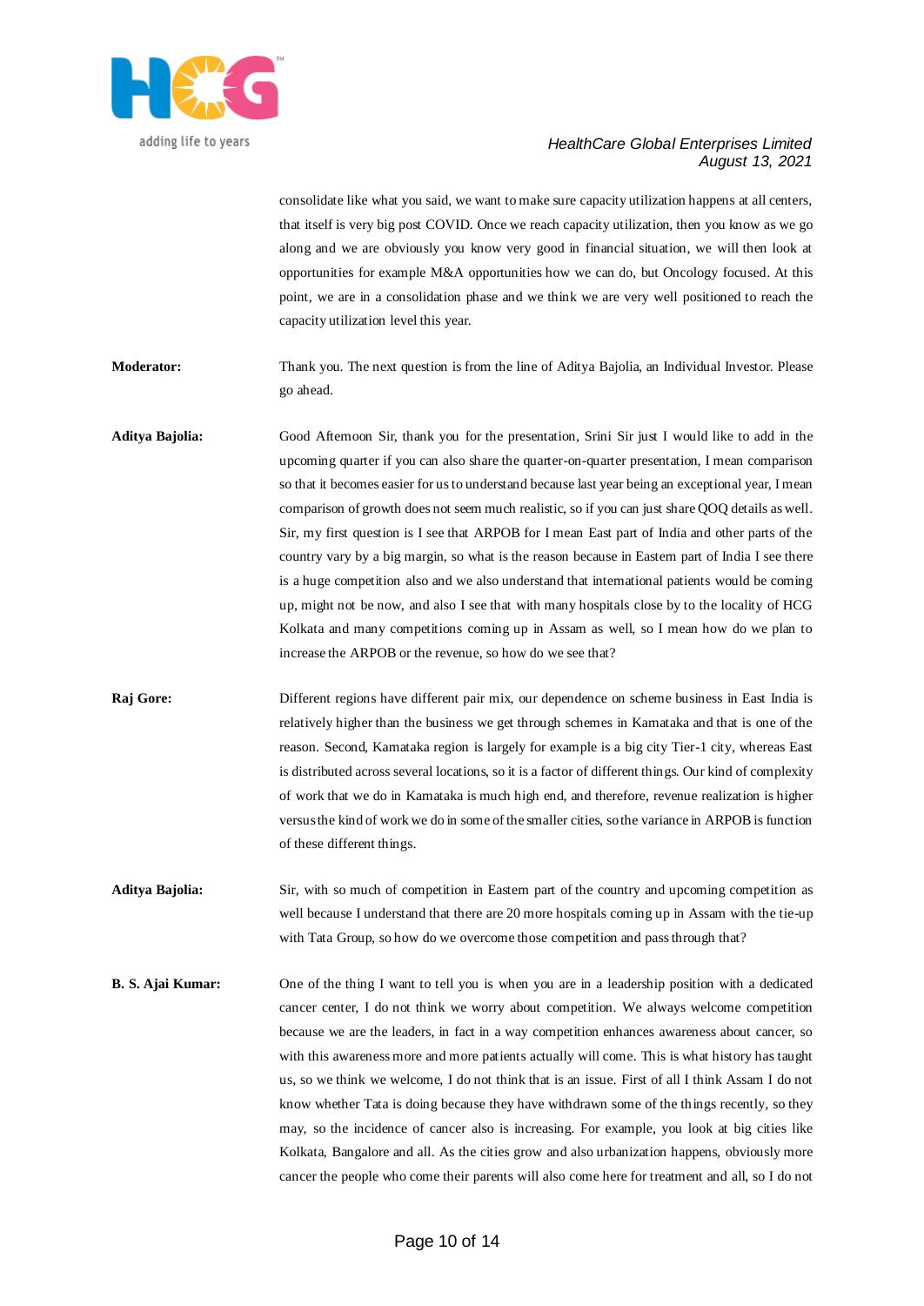consolidate like what you said, we want to make sure capacity utilization happens at all centers, that itself is very big post COVID. Once we reach capacity utilization, then you know as we go along and we are obviously you know very good in financial situation, we will then look at opportunities for example M&A opportunities how we can do, but Oncology focused. At this point, we are in a consolidation phase and we think we are very well positioned to reach the capacity utilization level this year.

**Moderator:** Thank you. The next question is from the line of Aditya Bajolia, an Individual Investor. Please go ahead.

**Aditya Bajolia:** Good Afternoon Sir, thank you for the presentation, Srini Sir just I would like to add in the upcoming quarter if you can also share the quarter-on-quarter presentation, I mean comparison so that it becomes easier for us to understand because last year being an exceptional year, I mean comparison of growth does not seem much realistic, so if you can just share QOQ details as well. Sir, my first question is I see that ARPOB for I mean East part of India and other parts of the country vary by a big margin, so what is the reason because in Eastern part of India I see there is a huge competition also and we also understand that international patients would be coming up, might not be now, and also I see that with many hospitals close by to the locality of HCG Kolkata and many competitions coming up in Assam as well, so I mean how do we plan to increase the ARPOB or the revenue, so how do we see that?

**Raj Gore:** Different regions have different pair mix, our dependence on scheme business in East India is relatively higher than the business we get through schemes in Karnataka and that is one of the reason. Second, Karnataka region is largely for example is a big city Tier-1 city, whereas East is distributed across several locations, so it is a factor of different things. Our kind of complexity of work that we do in Karnataka is much high end, and therefore, revenue realization is higher versus the kind of work we do in some of the smaller cities, so the variance in ARPOB is function of these different things.

**Aditya Bajolia:** Sir, with so much of competition in Eastern part of the country and upcoming competition as well because I understand that there are 20 more hospitals coming up in Assam with the tie-up with Tata Group, so how do we overcome those competition and pass through that?

**B. S. Ajai Kumar:** One of the thing I want to tell you is when you are in a leadership position with a dedicated cancer center, I do not think we worry about competition. We always welcome competition because we are the leaders, in fact in a way competition enhances awareness about cancer, so with this awareness more and more patients actually will come. This is what history has taught us, so we think we welcome, I do not think that is an issue. First of all I think Assam I do not know whether Tata is doing because they have withdrawn some of the things recently, so they may, so the incidence of cancer also is increasing. For example, you look at big cities like Kolkata, Bangalore and all. As the cities grow and also urbanization happens, obviously more cancer the people who come their parents will also come here for treatment and all, so I do not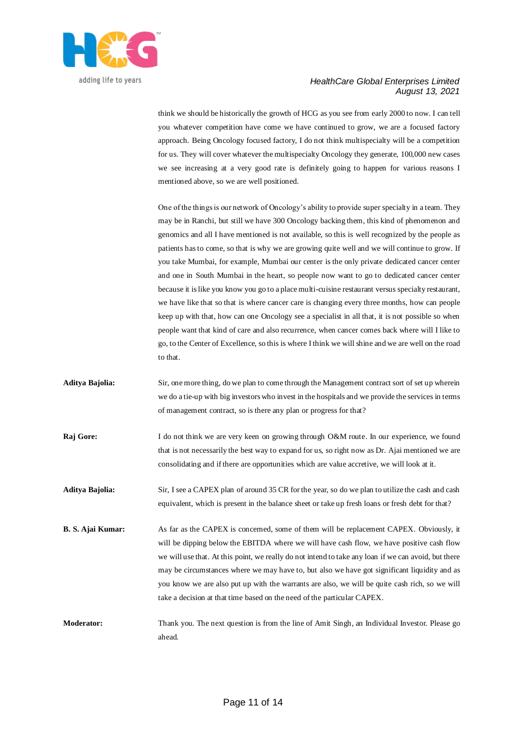think we should be historically the growth of HCG as you see from early 2000 to now. I can tell you whatever competition have come we have continued to grow, we are a focused factory approach. Being Oncology focused factory, I do not think multispecialty will be a competition for us. They will cover whatever the multispecialty Oncology they generate, 100,000 new cases we see increasing at a very good rate is definitely going to happen for various reasons I mentioned above, so we are well positioned.

One of the things is our network of Oncology's ability to provide super specialty in a team. They may be in Ranchi, but still we have 300 Oncology backing them, this kind of phenomenon and genomics and all I have mentioned is not available, so this is well recognized by the people as patients has to come, so that is why we are growing quite well and we will continue to grow. If you take Mumbai, for example, Mumbai our center is the only private dedicated cancer center and one in South Mumbai in the heart, so people now want to go to dedicated cancer center because it is like you know you go to a place multi-cuisine restaurant versus specialty restaurant, we have like that so that is where cancer care is changing every three months, how can people keep up with that, how can one Oncology see a specialist in all that, it is not possible so when people want that kind of care and also recurrence, when cancer comes back where will I like to go, to the Center of Excellence, so this is where I think we will shine and we are well on the road to that.

**Aditya Bajolia:** Sir, one more thing, do we plan to come through the Management contract sort of set up wherein we do a tie-up with big investors who invest in the hospitals and we provide the services in terms of management contract, so is there any plan or progress for that?

**Raj Gore:** I do not think we are very keen on growing through O&M route. In our experience, we found that is not necessarily the best way to expand for us, so right now as Dr. Ajai mentioned we are consolidating and if there are opportunities which are value accretive, we will look at it.

**Aditya Bajolia:** Sir, I see a CAPEX plan of around 35 CR for the year, so do we plan to utilize the cash and cash equivalent, which is present in the balance sheet or take up fresh loans or fresh debt for that?

**B. S. Ajai Kumar:** As far as the CAPEX is concerned, some of them will be replacement CAPEX. Obviously, it will be dipping below the EBITDA where we will have cash flow, we have positive cash flow we will use that. At this point, we really do not intend to take any loan if we can avoid, but there may be circumstances where we may have to, but also we have got significant liquidity and as you know we are also put up with the warrants are also, we will be quite cash rich, so we will take a decision at that time based on the need of the particular CAPEX.

**Moderator:** Thank you. The next question is from the line of Amit Singh, an Individual Investor. Please go ahead.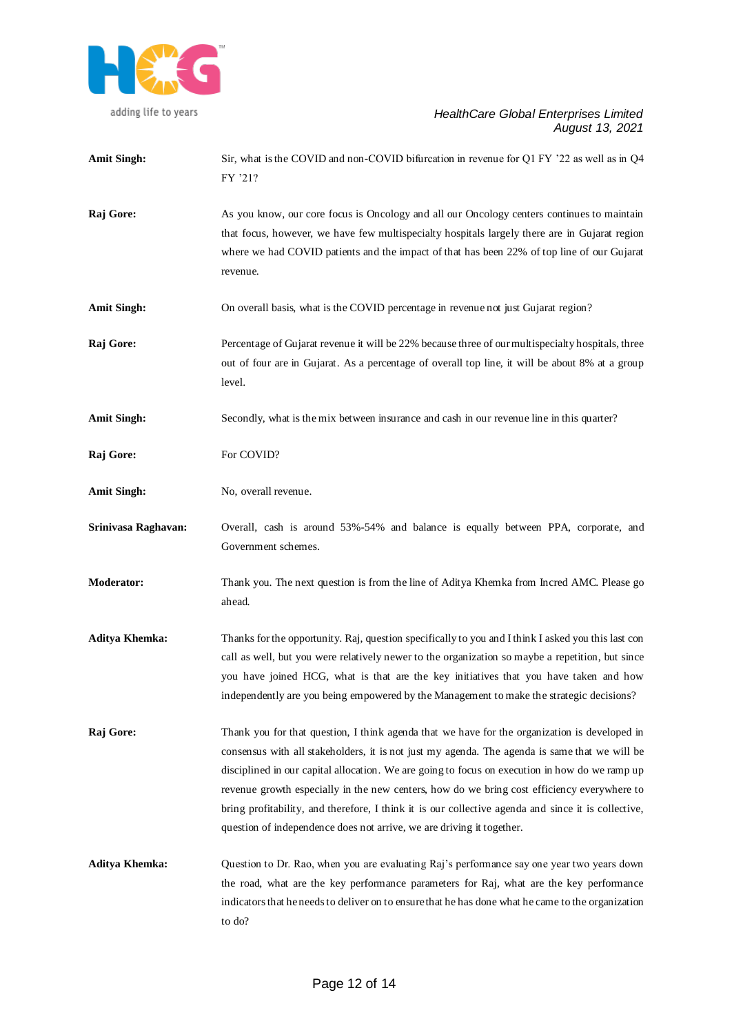**Amit Singh:** Sir, what is the COVID and non-COVID bifurcation in revenue for Q1 FY '22 as well as in Q4 FY '21?

**Raj Gore:** As you know, our core focus is Oncology and all our Oncology centers continues to maintain that focus, however, we have few multispecialty hospitals largely there are in Gujarat region where we had COVID patients and the impact of that has been 22% of top line of our Gujarat revenue.

**Amit Singh:** On overall basis, what is the COVID percentage in revenue not just Gujarat region?

**Raj Gore:** Percentage of Gujarat revenue it will be 22% because three of our multispecialty hospitals, three out of four are in Gujarat. As a percentage of overall top line, it will be about 8% at a group level.

**Amit Singh:** Secondly, what is the mix between insurance and cash in our revenue line in this quarter?

**Raj Gore:** For COVID?

**Amit Singh:** No, overall revenue.

**Srinivasa Raghavan:** Overall, cash is around 53%-54% and balance is equally between PPA, corporate, and Government schemes.

**Moderator:** Thank you. The next question is from the line of Aditya Khemka from Incred AMC. Please go ahead.

**Aditya Khemka:** Thanks for the opportunity. Raj, question specifically to you and I think I asked you this last con call as well, but you were relatively newer to the organization so maybe a repetition, but since you have joined HCG, what is that are the key initiatives that you have taken and how independently are you being empowered by the Management to make the strategic decisions?

**Raj Gore:** Thank you for that question, I think agenda that we have for the organization is developed in consensus with all stakeholders, it is not just my agenda. The agenda is same that we will be disciplined in our capital allocation. We are going to focus on execution in how do we ramp up revenue growth especially in the new centers, how do we bring cost efficiency everywhere to bring profitability, and therefore, I think it is our collective agenda and since it is collective, question of independence does not arrive, we are driving it together.

**Aditya Khemka:** Question to Dr. Rao, when you are evaluating Raj's performance say one year two years down the road, what are the key performance parameters for Raj, what are the key performance indicators that he needs to deliver on to ensure that he has done what he came to the organization to do?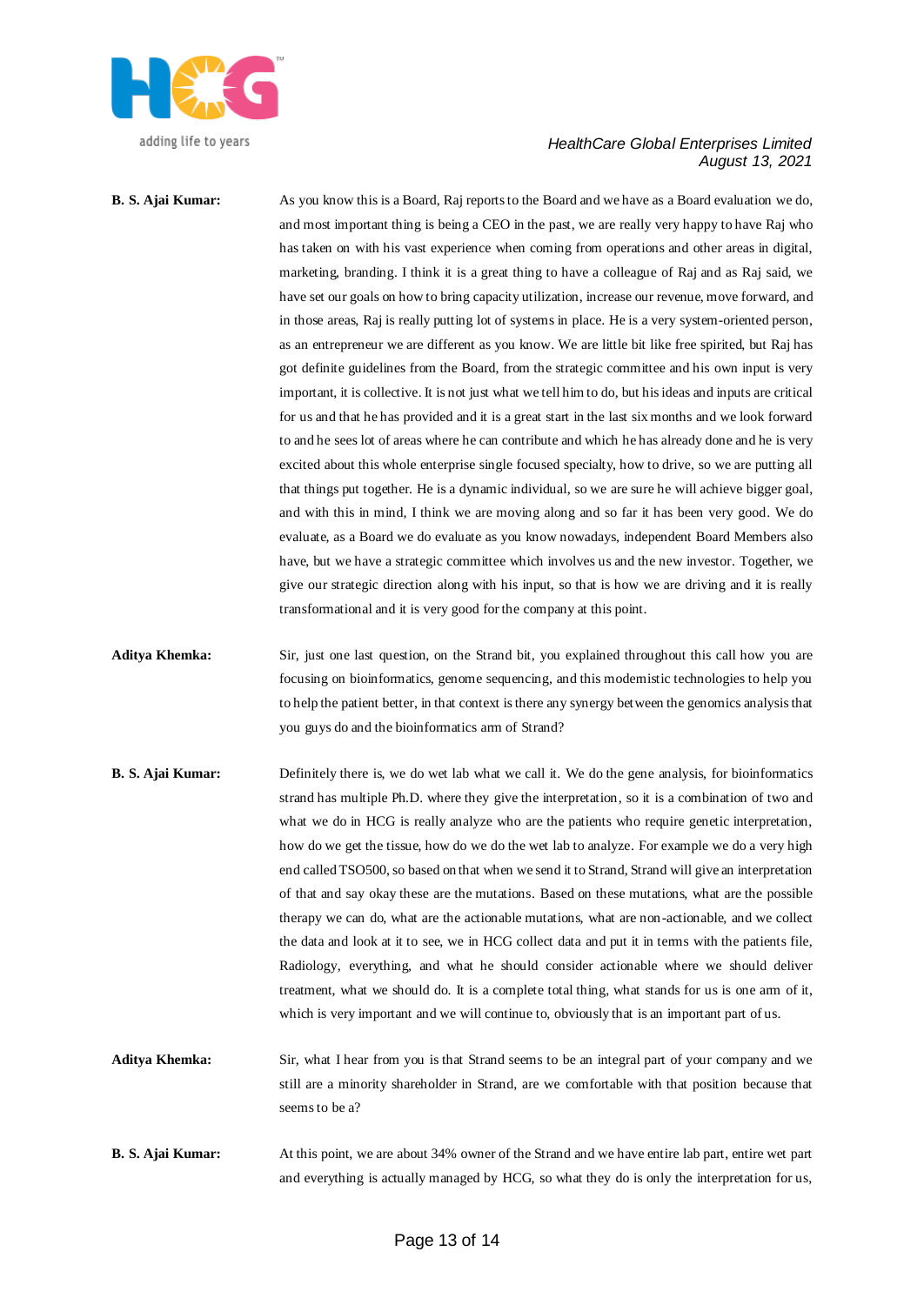**B. S. Ajai Kumar:** As you know this is a Board, Raj reports to the Board and we have as a Board evaluation we do, and most important thing is being a CEO in the past, we are really very happy to have Raj who has taken on with his vast experience when coming from operations and other areas in digital, marketing, branding. I think it is a great thing to have a colleague of Raj and as Raj said, we have set our goals on how to bring capacity utilization, increase our revenue, move forward, and in those areas, Raj is really putting lot of systems in place. He is a very system-oriented person, as an entrepreneur we are different as you know. We are little bit like free spirited, but Raj has got definite guidelines from the Board, from the strategic committee and his own input is very important, it is collective. It is not just what we tell him to do, but his ideas and inputs are critical for us and that he has provided and it is a great start in the last six months and we look forward to and he sees lot of areas where he can contribute and which he has already done and he is very excited about this whole enterprise single focused specialty, how to drive, so we are putting all that things put together. He is a dynamic individual, so we are sure he will achieve bigger goal, and with this in mind, I think we are moving along and so far it has been very good. We do evaluate, as a Board we do evaluate as you know nowadays, independent Board Members also have, but we have a strategic committee which involves us and the new investor. Together, we give our strategic direction along with his input, so that is how we are driving and it is really transformational and it is very good for the company at this point.

**Aditya Khemka:** Sir, just one last question, on the Strand bit, you explained throughout this call how you are focusing on bioinformatics, genome sequencing, and this modernistic technologies to help you to help the patient better, in that context is there any synergy between the genomics analysis that you guys do and the bioinformatics arm of Strand?

**B. S. Ajai Kumar:** Definitely there is, we do wet lab what we call it. We do the gene analysis, for bioinformatics strand has multiple Ph.D. where they give the interpretation, so it is a combination of two and what we do in HCG is really analyze who are the patients who require genetic interpretation, how do we get the tissue, how do we do the wet lab to analyze. For example we do a very high end called TSO500, so based on that when we send it to Strand, Strand will give an interpretation of that and say okay these are the mutations. Based on these mutations, what are the possible therapy we can do, what are the actionable mutations, what are non-actionable, and we collect the data and look at it to see, we in HCG collect data and put it in terms with the patients file, Radiology, everything, and what he should consider actionable where we should deliver treatment, what we should do. It is a complete total thing, what stands for us is one arm of it, which is very important and we will continue to, obviously that is an important part of us.

**Aditya Khemka:** Sir, what I hear from you is that Strand seems to be an integral part of your company and we still are a minority shareholder in Strand, are we comfortable with that position because that seems to be a?

**B. S. Ajai Kumar:** At this point, we are about 34% owner of the Strand and we have entire lab part, entire wet part and everything is actually managed by HCG, so what they do is only the interpretation for us,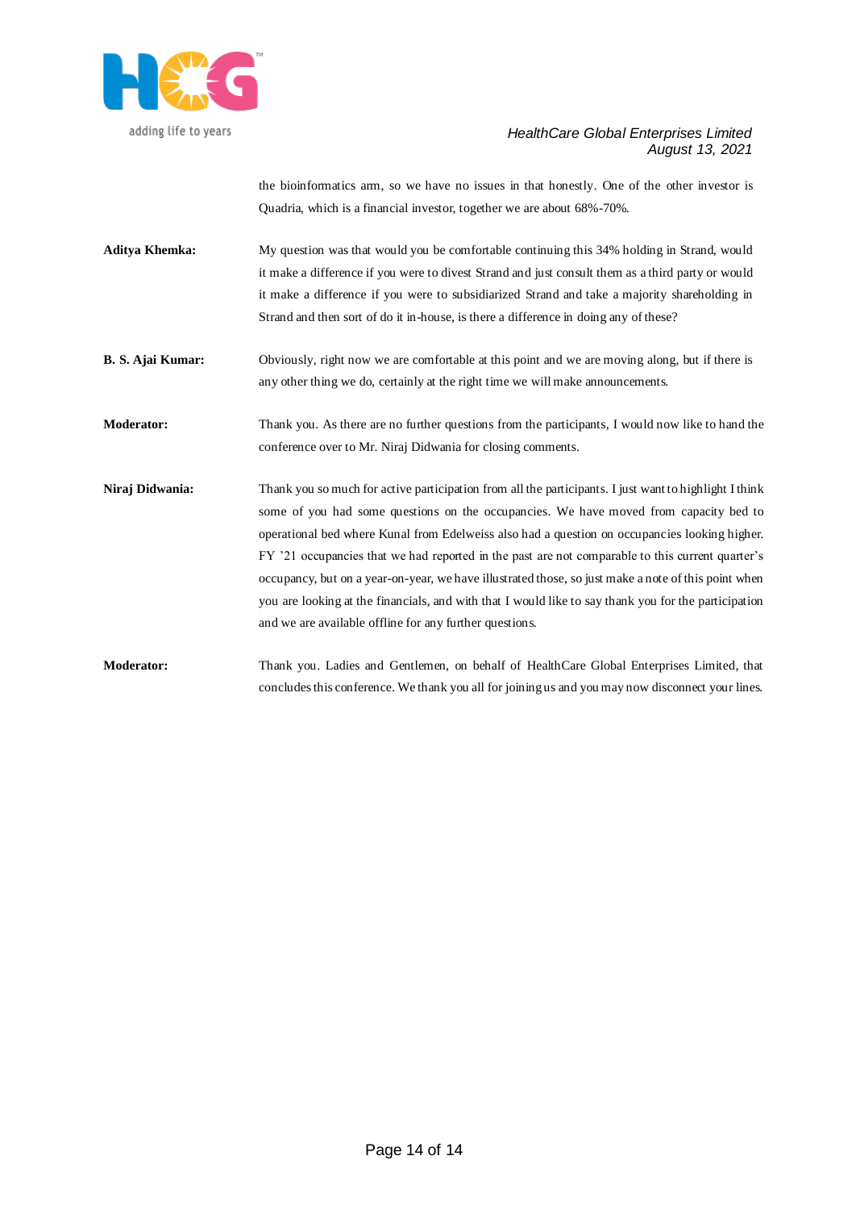the bioinformatics arm, so we have no issues in that honestly. One of the other investor is Quadria, which is a financial investor, together we are about 68%-70%.

**Aditya Khemka:** My question was that would you be comfortable continuing this 34% holding in Strand, would it make a difference if you were to divest Strand and just consult them as a third party or would it make a difference if you were to subsidiarized Strand and take a majority shareholding in Strand and then sort of do it in-house, is there a difference in doing any of these?

**B. S. Ajai Kumar:** Obviously, right now we are comfortable at this point and we are moving along, but if there is any other thing we do, certainly at the right time we will make announcements.

**Moderator:** Thank you. As there are no further questions from the participants, I would now like to hand the conference over to Mr. Niraj Didwania for closing comments.

**Niraj Didwania:** Thank you so much for active participation from all the participants. I just want to highlight I think some of you had some questions on the occupancies. We have moved from capacity bed to operational bed where Kunal from Edelweiss also had a question on occupancies looking higher. FY '21 occupancies that we had reported in the past are not comparable to this current quarter's occupancy, but on a year-on-year, we have illustrated those, so just make a note of this point when you are looking at the financials, and with that I would like to say thank you for the participation and we are available offline for any further questions.

**Moderator:** Thank you. Ladies and Gentlemen, on behalf of HealthCare Global Enterprises Limited, that concludes this conference. We thank you all for joining us and you may now disconnect your lines.